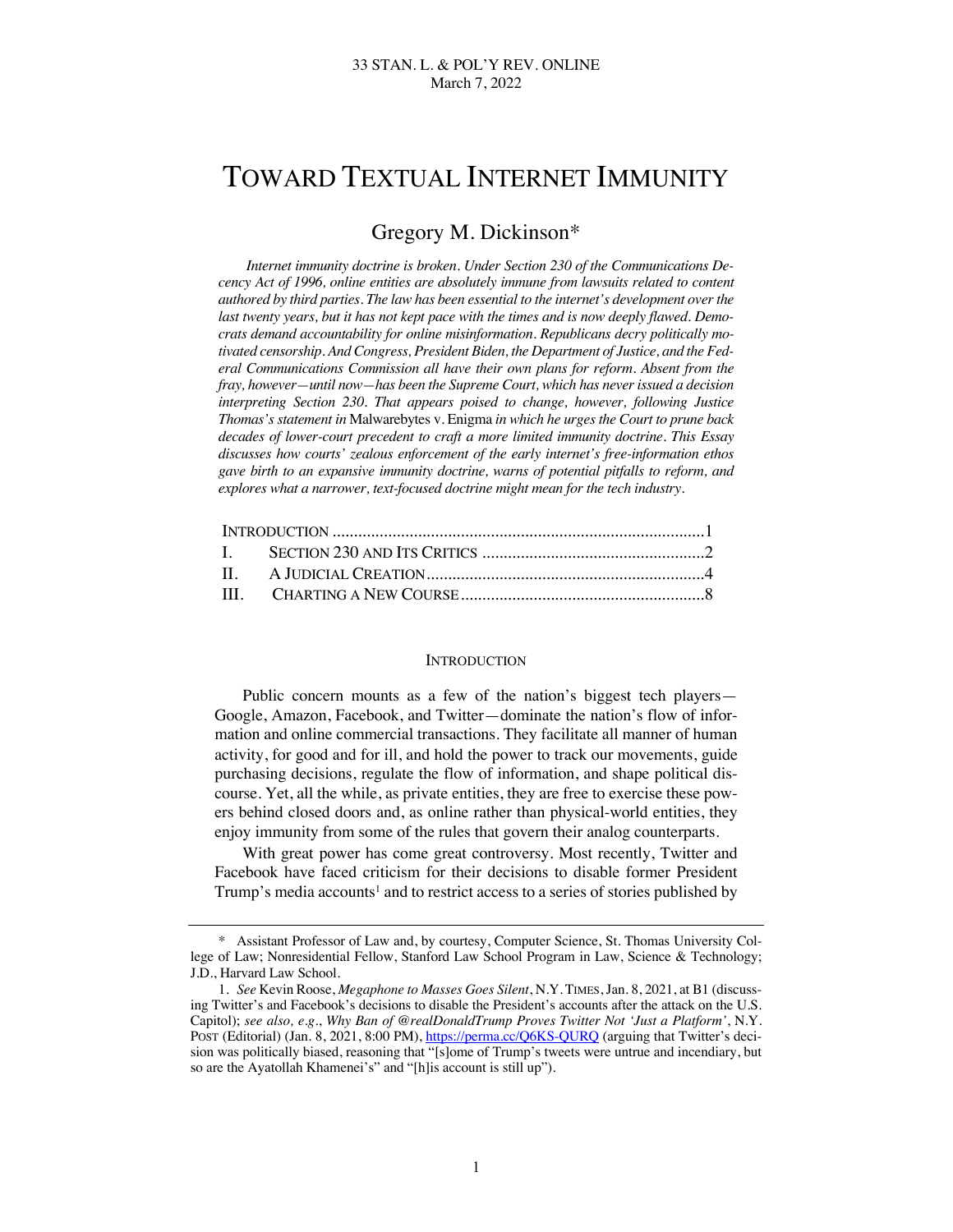# TOWARD TEXTUAL INTERNET IMMUNITY

## Gregory M. Dickinson*

*Internet immunity doctrine is broken. Under Section 230 of the Communications Decency Act of 1996, online entities are absolutely immune from lawsuits related to content authored by third parties. The law has been essential to the internet's development over the last twenty years, but it has not kept pace with the times and is now deeply flawed. Democrats demand accountability for online misinformation. Republicans decry politically motivated censorship. And Congress, President Biden, the Department of Justice, and the Federal Communications Commission all have their own plans for reform. Absent from the fray, however—until now—has been the Supreme Court, which has never issued a decision interpreting Section 230. That appears poised to change, however, following Justice Thomas's statement in* Malwarebytes v. Enigma *in which he urges the Court to prune back decades of lower-court precedent to craft a more limited immunity doctrine. This Essay discusses how courts' zealous enforcement of the early internet's free-information ethos gave birth to an expansive immunity doctrine, warns of potential pitfalls to reform, and explores what a narrower, text-focused doctrine might mean for the tech industry.*

INTRODUCTION ........................................................................................ 1
I. SECTION 230 AND ITS CRITICS .................................................... 2
II. A JUDICIAL CREATION ................................................................. 4
III. CHARTING A NEW COURSE ......................................................... 8

## INTRODUCTION

Public concern mounts as a few of the nation's biggest tech players—Google, Amazon, Facebook, and Twitter—dominate the nation's flow of information and online commercial transactions. They facilitate all manner of human activity, for good and for ill, and hold the power to track our movements, guide purchasing decisions, regulate the flow of information, and shape political discourse. Yet, all the while, as private entities, they are free to exercise these powers behind closed doors and, as online rather than physical-world entities, they enjoy immunity from some of the rules that govern their analog counterparts.

With great power has come great controversy. Most recently, Twitter and Facebook have faced criticism for their decisions to disable former President Trump's media accounts[1] and to restrict access to a series of stories published by

---

\* Assistant Professor of Law and, by courtesy, Computer Science, St. Thomas University College of Law; Nonresidential Fellow, Stanford Law School Program in Law, Science & Technology; J.D., Harvard Law School.

1. *See* Kevin Roose, *Megaphone to Masses Goes Silent*, N.Y. TIMES, Jan. 8, 2021, at B1 (discussing Twitter's and Facebook's decisions to disable the President's accounts after the attack on the U.S. Capitol); *see also, e.g.*, *Why Ban of @realDonaldTrump Proves Twitter Not 'Just a Platform'*, N.Y. POST (Editorial) (Jan. 8, 2021, 8:00 PM), https://perma.cc/Q6KS-QURQ (arguing that Twitter's decision was politically biased, reasoning that "[s]ome of Trump's tweets were untrue and incendiary, but so are the Ayatollah Khamenei's" and "[h]is account is still up").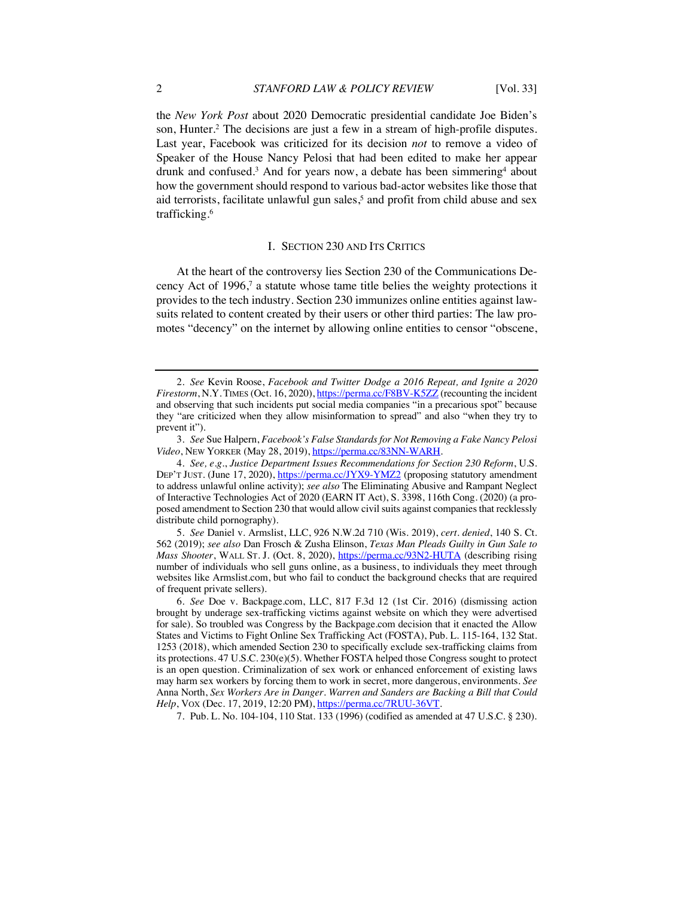the *New York Post* about 2020 Democratic presidential candidate Joe Biden's son, Hunter.[2] The decisions are just a few in a stream of high-profile disputes. Last year, Facebook was criticized for its decision *not* to remove a video of Speaker of the House Nancy Pelosi that had been edited to make her appear drunk and confused.[3] And for years now, a debate has been simmering[4] about how the government should respond to various bad-actor websites like those that aid terrorists, facilitate unlawful gun sales,[5] and profit from child abuse and sex trafficking.[6]

## I. SECTION 230 AND ITS CRITICS

At the heart of the controversy lies Section 230 of the Communications Decency Act of 1996,[7] a statute whose tame title belies the weighty protections it provides to the tech industry. Section 230 immunizes online entities against lawsuits related to content created by their users or other third parties: The law promotes "decency" on the internet by allowing online entities to censor "obscene,

---

2. *See* Kevin Roose, *Facebook and Twitter Dodge a 2016 Repeat, and Ignite a 2020 Firestorm*, N.Y. TIMES (Oct. 16, 2020), https://perma.cc/F8BV-K5ZZ (recounting the incident and observing that such incidents put social media companies "in a precarious spot" because they "are criticized when they allow misinformation to spread" and also "when they try to prevent it").

3. *See* Sue Halpern, *Facebook's False Standards for Not Removing a Fake Nancy Pelosi Video*, NEW YORKER (May 28, 2019), https://perma.cc/83NN-WARH.

4. *See, e.g.*, *Justice Department Issues Recommendations for Section 230 Reform*, U.S. DEP'T JUST. (June 17, 2020), https://perma.cc/JYX9-YMZ2 (proposing statutory amendment to address unlawful online activity); *see also* The Eliminating Abusive and Rampant Neglect of Interactive Technologies Act of 2020 (EARN IT Act), S. 3398, 116th Cong. (2020) (a proposed amendment to Section 230 that would allow civil suits against companies that recklessly distribute child pornography).

5. *See* Daniel v. Armslist, LLC, 926 N.W.2d 710 (Wis. 2019), *cert. denied*, 140 S. Ct. 562 (2019); *see also* Dan Frosch & Zusha Elinson, *Texas Man Pleads Guilty in Gun Sale to Mass Shooter*, WALL ST. J. (Oct. 8, 2020), https://perma.cc/93N2-HUTA (describing rising number of individuals who sell guns online, as a business, to individuals they meet through websites like Armslist.com, but who fail to conduct the background checks that are required of frequent private sellers).

6. *See* Doe v. Backpage.com, LLC, 817 F.3d 12 (1st Cir. 2016) (dismissing action brought by underage sex-trafficking victims against website on which they were advertised for sale). So troubled was Congress by the Backpage.com decision that it enacted the Allow States and Victims to Fight Online Sex Trafficking Act (FOSTA), Pub. L. 115-164, 132 Stat. 1253 (2018), which amended Section 230 to specifically exclude sex-trafficking claims from its protections. 47 U.S.C. 230(e)(5). Whether FOSTA helped those Congress sought to protect is an open question. Criminalization of sex work or enhanced enforcement of existing laws may harm sex workers by forcing them to work in secret, more dangerous, environments. *See* Anna North, *Sex Workers Are in Danger. Warren and Sanders are Backing a Bill that Could Help*, VOX (Dec. 17, 2019, 12:20 PM), https://perma.cc/7RUU-36VT.

7. Pub. L. No. 104-104, 110 Stat. 133 (1996) (codified as amended at 47 U.S.C. § 230).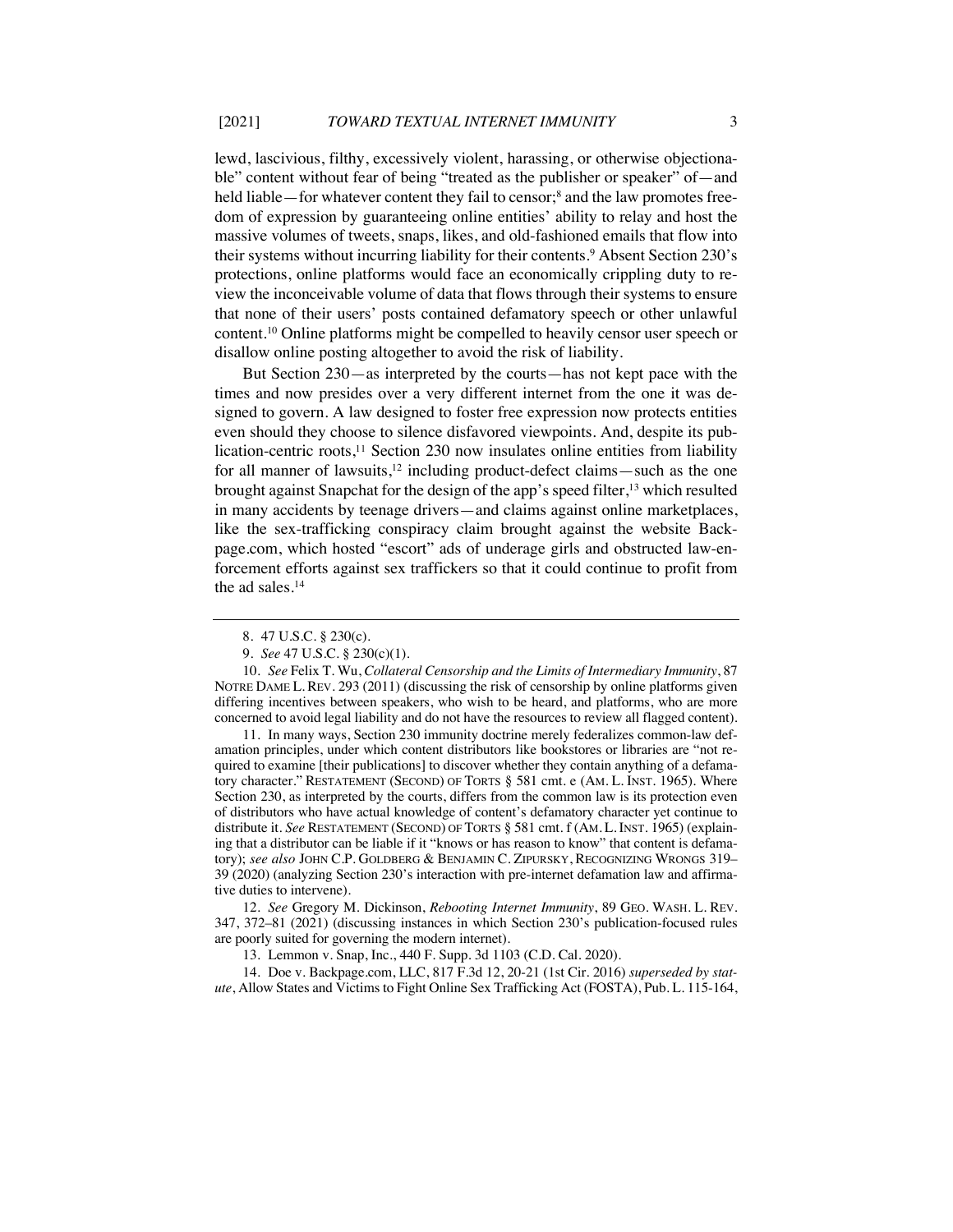lewd, lascivious, filthy, excessively violent, harassing, or otherwise objectionable" content without fear of being "treated as the publisher or speaker" of—and held liable—for whatever content they fail to censor;[8] and the law promotes freedom of expression by guaranteeing online entities' ability to relay and host the massive volumes of tweets, snaps, likes, and old-fashioned emails that flow into their systems without incurring liability for their contents.[9] Absent Section 230's protections, online platforms would face an economically crippling duty to review the inconceivable volume of data that flows through their systems to ensure that none of their users' posts contained defamatory speech or other unlawful content.[10] Online platforms might be compelled to heavily censor user speech or disallow online posting altogether to avoid the risk of liability.

But Section 230—as interpreted by the courts—has not kept pace with the times and now presides over a very different internet from the one it was designed to govern. A law designed to foster free expression now protects entities even should they choose to silence disfavored viewpoints. And, despite its publication-centric roots,[11] Section 230 now insulates online entities from liability for all manner of lawsuits,[12] including product-defect claims—such as the one brought against Snapchat for the design of the app's speed filter,[13] which resulted in many accidents by teenage drivers—and claims against online marketplaces, like the sex-trafficking conspiracy claim brought against the website Backpage.com, which hosted "escort" ads of underage girls and obstructed law-enforcement efforts against sex traffickers so that it could continue to profit from the ad sales.[14]

---

8. 47 U.S.C. § 230(c).

9. *See* 47 U.S.C. § 230(c)(1).

10. *See* Felix T. Wu, *Collateral Censorship and the Limits of Intermediary Immunity*, 87 NOTRE DAME L. REV. 293 (2011) (discussing the risk of censorship by online platforms given differing incentives between speakers, who wish to be heard, and platforms, who are more concerned to avoid legal liability and do not have the resources to review all flagged content).

11. In many ways, Section 230 immunity doctrine merely federalizes common-law defamation principles, under which content distributors like bookstores or libraries are "not required to examine [their publications] to discover whether they contain anything of a defamatory character." RESTATEMENT (SECOND) OF TORTS § 581 cmt. e (AM. L. INST. 1965). Where Section 230, as interpreted by the courts, differs from the common law is its protection even of distributors who have actual knowledge of content's defamatory character yet continue to distribute it. *See* RESTATEMENT (SECOND) OF TORTS § 581 cmt. f (AM. L. INST. 1965) (explaining that a distributor can be liable if it "knows or has reason to know" that content is defamatory); *see also* JOHN C.P. GOLDBERG & BENJAMIN C. ZIPURSKY, RECOGNIZING WRONGS 319–39 (2020) (analyzing Section 230's interaction with pre-internet defamation law and affirmative duties to intervene).

12. *See* Gregory M. Dickinson, *Rebooting Internet Immunity*, 89 GEO. WASH. L. REV. 347, 372–81 (2021) (discussing instances in which Section 230's publication-focused rules are poorly suited for governing the modern internet).

13. Lemmon v. Snap, Inc., 440 F. Supp. 3d 1103 (C.D. Cal. 2020).

14. Doe v. Backpage.com, LLC, 817 F.3d 12, 20-21 (1st Cir. 2016) *superseded by statute*, Allow States and Victims to Fight Online Sex Trafficking Act (FOSTA), Pub. L. 115-164,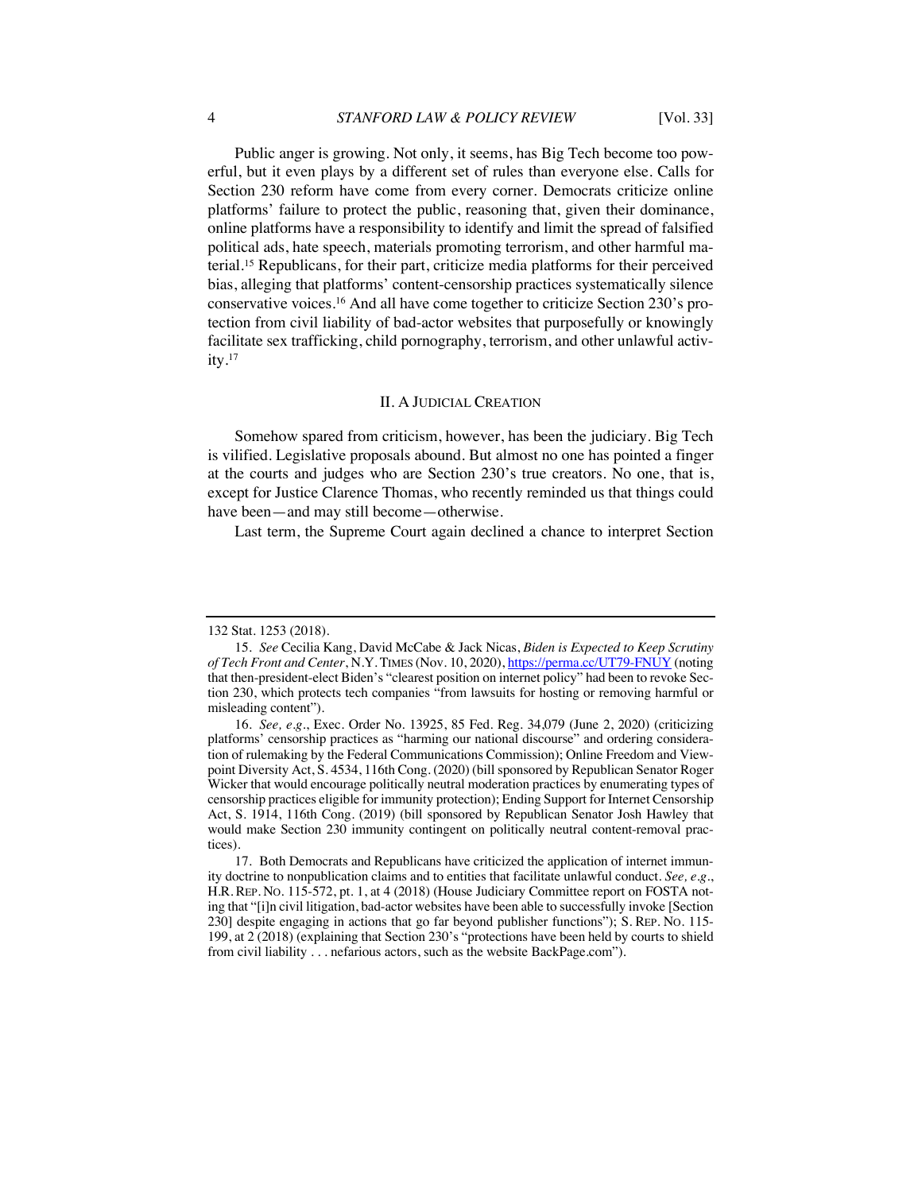Public anger is growing. Not only, it seems, has Big Tech become too powerful, but it even plays by a different set of rules than everyone else. Calls for Section 230 reform have come from every corner. Democrats criticize online platforms' failure to protect the public, reasoning that, given their dominance, online platforms have a responsibility to identify and limit the spread of falsified political ads, hate speech, materials promoting terrorism, and other harmful material.[15] Republicans, for their part, criticize media platforms for their perceived bias, alleging that platforms' content-censorship practices systematically silence conservative voices.[16] And all have come together to criticize Section 230's protection from civil liability of bad-actor websites that purposefully or knowingly facilitate sex trafficking, child pornography, terrorism, and other unlawful activity.[17]

## II. A JUDICIAL CREATION

Somehow spared from criticism, however, has been the judiciary. Big Tech is vilified. Legislative proposals abound. But almost no one has pointed a finger at the courts and judges who are Section 230's true creators. No one, that is, except for Justice Clarence Thomas, who recently reminded us that things could have been—and may still become—otherwise.

Last term, the Supreme Court again declined a chance to interpret Section

---

132 Stat. 1253 (2018).

15. *See* Cecilia Kang, David McCabe & Jack Nicas, *Biden is Expected to Keep Scrutiny of Tech Front and Center*, N.Y. TIMES (Nov. 10, 2020), https://perma.cc/UT79-FNUY (noting that then-president-elect Biden's "clearest position on internet policy" had been to revoke Section 230, which protects tech companies "from lawsuits for hosting or removing harmful or misleading content").

16. *See, e.g.*, Exec. Order No. 13925, 85 Fed. Reg. 34,079 (June 2, 2020) (criticizing platforms' censorship practices as "harming our national discourse" and ordering consideration of rulemaking by the Federal Communications Commission); Online Freedom and Viewpoint Diversity Act, S. 4534, 116th Cong. (2020) (bill sponsored by Republican Senator Roger Wicker that would encourage politically neutral moderation practices by enumerating types of censorship practices eligible for immunity protection); Ending Support for Internet Censorship Act, S. 1914, 116th Cong. (2019) (bill sponsored by Republican Senator Josh Hawley that would make Section 230 immunity contingent on politically neutral content-removal practices).

17. Both Democrats and Republicans have criticized the application of internet immunity doctrine to nonpublication claims and to entities that facilitate unlawful conduct. *See, e.g.*, H.R. REP. NO. 115-572, pt. 1, at 4 (2018) (House Judiciary Committee report on FOSTA noting that "[i]n civil litigation, bad-actor websites have been able to successfully invoke [Section 230] despite engaging in actions that go far beyond publisher functions"); S. REP. NO. 115-199, at 2 (2018) (explaining that Section 230's "protections have been held by courts to shield from civil liability . . . nefarious actors, such as the website BackPage.com").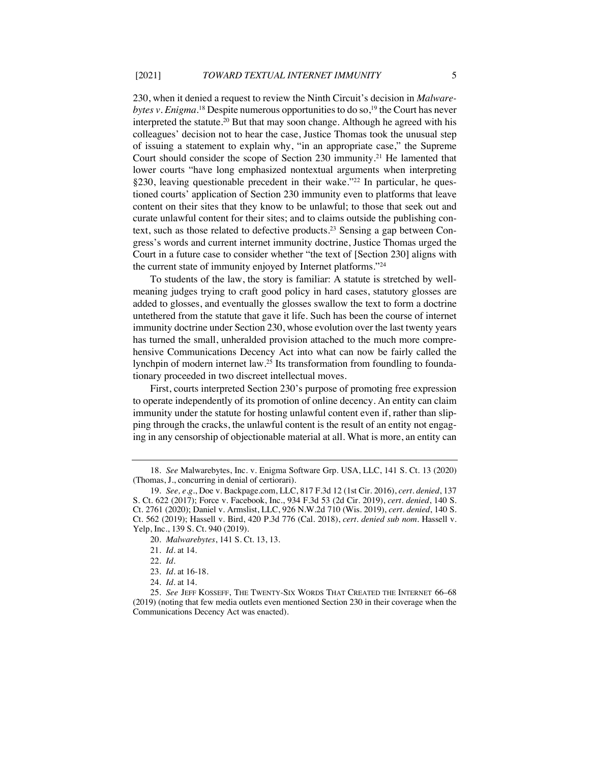230, when it denied a request to review the Ninth Circuit's decision in *Malwarebytes v. Enigma*.[18] Despite numerous opportunities to do so,[19] the Court has never interpreted the statute.[20] But that may soon change. Although he agreed with his colleagues' decision not to hear the case, Justice Thomas took the unusual step of issuing a statement to explain why, "in an appropriate case," the Supreme Court should consider the scope of Section 230 immunity.[21] He lamented that lower courts "have long emphasized nontextual arguments when interpreting §230, leaving questionable precedent in their wake."[22] In particular, he questioned courts' application of Section 230 immunity even to platforms that leave content on their sites that they know to be unlawful; to those that seek out and curate unlawful content for their sites; and to claims outside the publishing context, such as those related to defective products.[23] Sensing a gap between Congress's words and current internet immunity doctrine, Justice Thomas urged the Court in a future case to consider whether "the text of [Section 230] aligns with the current state of immunity enjoyed by Internet platforms."[24]

To students of the law, the story is familiar: A statute is stretched by well-meaning judges trying to craft good policy in hard cases, statutory glosses are added to glosses, and eventually the glosses swallow the text to form a doctrine untethered from the statute that gave it life. Such has been the course of internet immunity doctrine under Section 230, whose evolution over the last twenty years has turned the small, unheralded provision attached to the much more comprehensive Communications Decency Act into what can now be fairly called the lynchpin of modern internet law.[25] Its transformation from foundling to foundationary proceeded in two discreet intellectual moves.

First, courts interpreted Section 230's purpose of promoting free expression to operate independently of its promotion of online decency. An entity can claim immunity under the statute for hosting unlawful content even if, rather than slipping through the cracks, the unlawful content is the result of an entity not engaging in any censorship of objectionable material at all. What is more, an entity can

---

18. *See* Malwarebytes, Inc. v. Enigma Software Grp. USA, LLC, 141 S. Ct. 13 (2020) (Thomas, J., concurring in denial of certiorari).

19. *See, e.g.*, Doe v. Backpage.com, LLC, 817 F.3d 12 (1st Cir. 2016), *cert. denied*, 137 S. Ct. 622 (2017); Force v. Facebook, Inc., 934 F.3d 53 (2d Cir. 2019), *cert. denied*, 140 S. Ct. 2761 (2020); Daniel v. Armslist, LLC, 926 N.W.2d 710 (Wis. 2019), *cert. denied*, 140 S. Ct. 562 (2019); Hassell v. Bird, 420 P.3d 776 (Cal. 2018), *cert. denied sub nom.* Hassell v. Yelp, Inc., 139 S. Ct. 940 (2019).

20. *Malwarebytes*, 141 S. Ct. 13, 13.

21. *Id.* at 14.

22. *Id.*

23. *Id.* at 16-18.

24. *Id.* at 14.

25. *See* JEFF KOSSEFF, THE TWENTY-SIX WORDS THAT CREATED THE INTERNET 66–68 (2019) (noting that few media outlets even mentioned Section 230 in their coverage when the Communications Decency Act was enacted).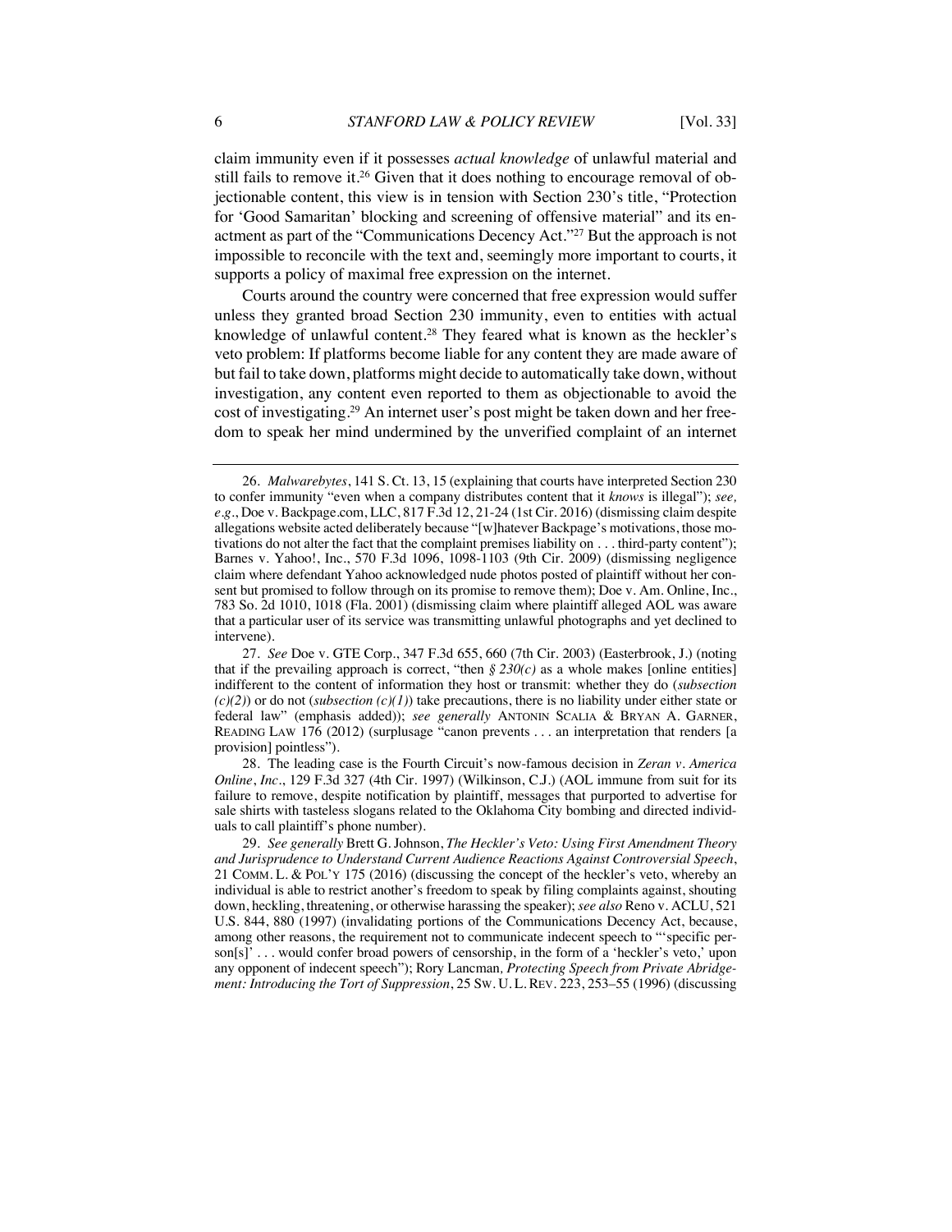claim immunity even if it possesses *actual knowledge* of unlawful material and still fails to remove it.[26] Given that it does nothing to encourage removal of objectionable content, this view is in tension with Section 230's title, "Protection for 'Good Samaritan' blocking and screening of offensive material" and its enactment as part of the "Communications Decency Act."[27] But the approach is not impossible to reconcile with the text and, seemingly more important to courts, it supports a policy of maximal free expression on the internet.

Courts around the country were concerned that free expression would suffer unless they granted broad Section 230 immunity, even to entities with actual knowledge of unlawful content.[28] They feared what is known as the heckler's veto problem: If platforms become liable for any content they are made aware of but fail to take down, platforms might decide to automatically take down, without investigation, any content even reported to them as objectionable to avoid the cost of investigating.[29] An internet user's post might be taken down and her freedom to speak her mind undermined by the unverified complaint of an internet

---

26. *Malwarebytes*, 141 S. Ct. 13, 15 (explaining that courts have interpreted Section 230 to confer immunity "even when a company distributes content that it *knows* is illegal"); *see, e.g.*, Doe v. Backpage.com, LLC, 817 F.3d 12, 21-24 (1st Cir. 2016) (dismissing claim despite allegations website acted deliberately because "[w]hatever Backpage's motivations, those motivations do not alter the fact that the complaint premises liability on . . . third-party content"); Barnes v. Yahoo!, Inc., 570 F.3d 1096, 1098-1103 (9th Cir. 2009) (dismissing negligence claim where defendant Yahoo acknowledged nude photos posted of plaintiff without her consent but promised to follow through on its promise to remove them); Doe v. Am. Online, Inc., 783 So. 2d 1010, 1018 (Fla. 2001) (dismissing claim where plaintiff alleged AOL was aware that a particular user of its service was transmitting unlawful photographs and yet declined to intervene).

27. *See* Doe v. GTE Corp., 347 F.3d 655, 660 (7th Cir. 2003) (Easterbrook, J.) (noting that if the prevailing approach is correct, "then *§ 230(c)* as a whole makes [online entities] indifferent to the content of information they host or transmit: whether they do (*subsection (c)(2)*) or do not (*subsection (c)(1)*) take precautions, there is no liability under either state or federal law" (emphasis added)); *see generally* ANTONIN SCALIA & BRYAN A. GARNER, READING LAW 176 (2012) (surplusage "canon prevents . . . an interpretation that renders [a provision] pointless").

28. The leading case is the Fourth Circuit's now-famous decision in *Zeran v. America Online*, *Inc*., 129 F.3d 327 (4th Cir. 1997) (Wilkinson, C.J.) (AOL immune from suit for its failure to remove, despite notification by plaintiff, messages that purported to advertise for sale shirts with tasteless slogans related to the Oklahoma City bombing and directed individuals to call plaintiff's phone number).

29. *See generally* Brett G. Johnson, *The Heckler's Veto: Using First Amendment Theory and Jurisprudence to Understand Current Audience Reactions Against Controversial Speech*, 21 COMM. L. & POL'Y 175 (2016) (discussing the concept of the heckler's veto, whereby an individual is able to restrict another's freedom to speak by filing complaints against, shouting down, heckling, threatening, or otherwise harassing the speaker); *see also* Reno v. ACLU, 521 U.S. 844, 880 (1997) (invalidating portions of the Communications Decency Act, because, among other reasons, the requirement not to communicate indecent speech to "'specific person[s]' . . . would confer broad powers of censorship, in the form of a 'heckler's veto,' upon any opponent of indecent speech"); Rory Lancman*, Protecting Speech from Private Abridgement: Introducing the Tort of Suppression*, 25 SW. U. L. REV. 223, 253–55 (1996) (discussing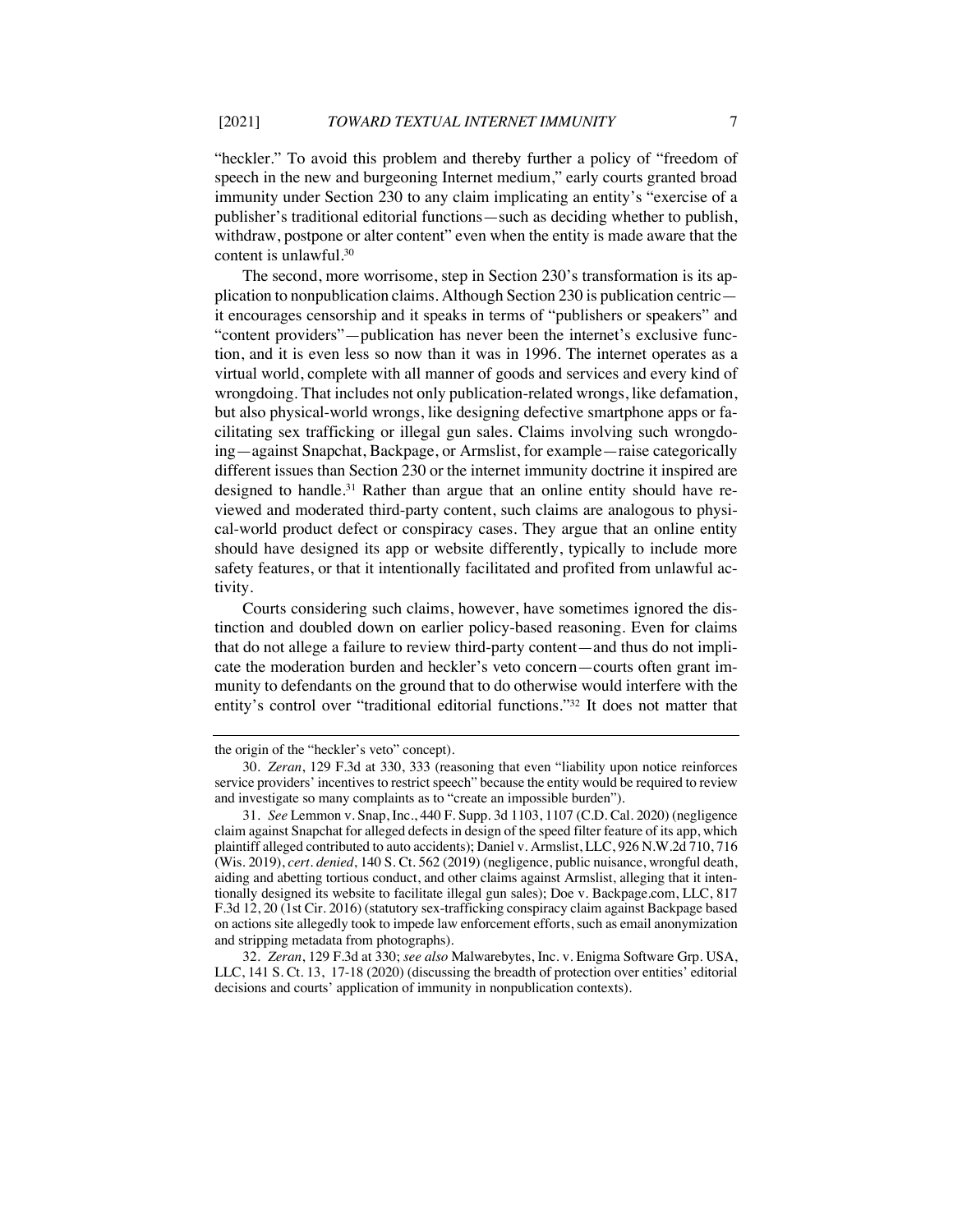"heckler." To avoid this problem and thereby further a policy of "freedom of speech in the new and burgeoning Internet medium," early courts granted broad immunity under Section 230 to any claim implicating an entity's "exercise of a publisher's traditional editorial functions—such as deciding whether to publish, withdraw, postpone or alter content" even when the entity is made aware that the content is unlawful.[30]

The second, more worrisome, step in Section 230's transformation is its application to nonpublication claims. Although Section 230 is publication centric—it encourages censorship and it speaks in terms of "publishers or speakers" and "content providers"—publication has never been the internet's exclusive function, and it is even less so now than it was in 1996. The internet operates as a virtual world, complete with all manner of goods and services and every kind of wrongdoing. That includes not only publication-related wrongs, like defamation, but also physical-world wrongs, like designing defective smartphone apps or facilitating sex trafficking or illegal gun sales. Claims involving such wrongdoing—against Snapchat, Backpage, or Armslist, for example—raise categorically different issues than Section 230 or the internet immunity doctrine it inspired are designed to handle.[31] Rather than argue that an online entity should have reviewed and moderated third-party content, such claims are analogous to physical-world product defect or conspiracy cases. They argue that an online entity should have designed its app or website differently, typically to include more safety features, or that it intentionally facilitated and profited from unlawful activity.

Courts considering such claims, however, have sometimes ignored the distinction and doubled down on earlier policy-based reasoning. Even for claims that do not allege a failure to review third-party content—and thus do not implicate the moderation burden and heckler's veto concern—courts often grant immunity to defendants on the ground that to do otherwise would interfere with the entity's control over "traditional editorial functions."[32] It does not matter that

---

the origin of the "heckler's veto" concept).

30. *Zeran*, 129 F.3d at 330, 333 (reasoning that even "liability upon notice reinforces service providers' incentives to restrict speech" because the entity would be required to review and investigate so many complaints as to "create an impossible burden").

31. *See* Lemmon v. Snap, Inc., 440 F. Supp. 3d 1103, 1107 (C.D. Cal. 2020) (negligence claim against Snapchat for alleged defects in design of the speed filter feature of its app, which plaintiff alleged contributed to auto accidents); Daniel v. Armslist, LLC, 926 N.W.2d 710, 716 (Wis. 2019), *cert. denied*, 140 S. Ct. 562 (2019) (negligence, public nuisance, wrongful death, aiding and abetting tortious conduct, and other claims against Armslist, alleging that it intentionally designed its website to facilitate illegal gun sales); Doe v. Backpage.com, LLC, 817 F.3d 12, 20 (1st Cir. 2016) (statutory sex-trafficking conspiracy claim against Backpage based on actions site allegedly took to impede law enforcement efforts, such as email anonymization and stripping metadata from photographs).

32. *Zeran*, 129 F.3d at 330; *see also* Malwarebytes, Inc. v. Enigma Software Grp. USA, LLC, 141 S. Ct. 13, 17-18 (2020) (discussing the breadth of protection over entities' editorial decisions and courts' application of immunity in nonpublication contexts).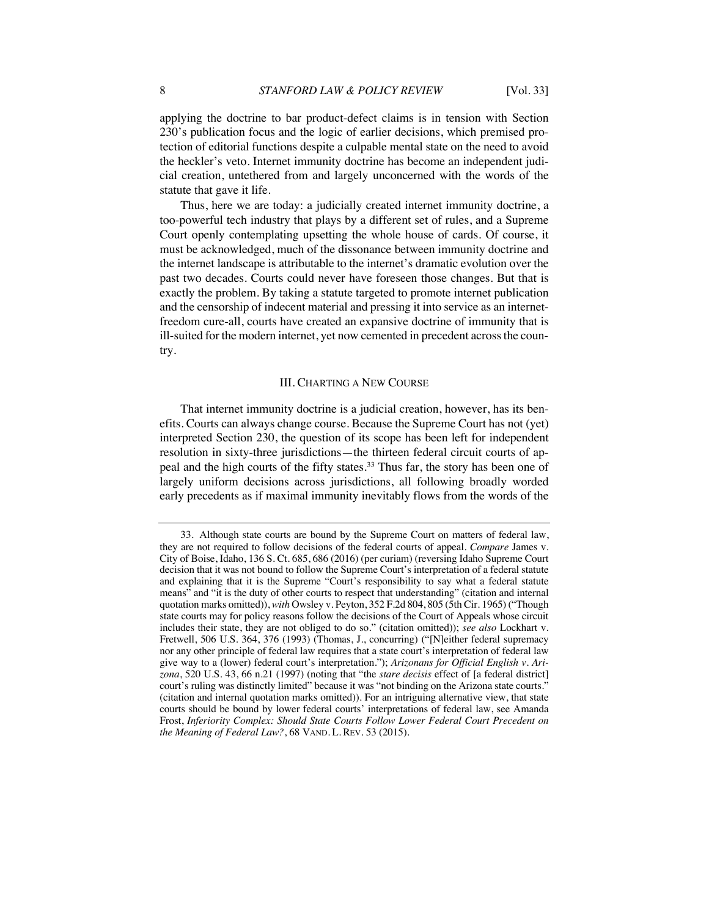applying the doctrine to bar product-defect claims is in tension with Section 230's publication focus and the logic of earlier decisions, which premised protection of editorial functions despite a culpable mental state on the need to avoid the heckler's veto. Internet immunity doctrine has become an independent judicial creation, untethered from and largely unconcerned with the words of the statute that gave it life.

Thus, here we are today: a judicially created internet immunity doctrine, a too-powerful tech industry that plays by a different set of rules, and a Supreme Court openly contemplating upsetting the whole house of cards. Of course, it must be acknowledged, much of the dissonance between immunity doctrine and the internet landscape is attributable to the internet's dramatic evolution over the past two decades. Courts could never have foreseen those changes. But that is exactly the problem. By taking a statute targeted to promote internet publication and the censorship of indecent material and pressing it into service as an internet-freedom cure-all, courts have created an expansive doctrine of immunity that is ill-suited for the modern internet, yet now cemented in precedent across the country.

## III. CHARTING A NEW COURSE

That internet immunity doctrine is a judicial creation, however, has its benefits. Courts can always change course. Because the Supreme Court has not (yet) interpreted Section 230, the question of its scope has been left for independent resolution in sixty-three jurisdictions—the thirteen federal circuit courts of appeal and the high courts of the fifty states.[33] Thus far, the story has been one of largely uniform decisions across jurisdictions, all following broadly worded early precedents as if maximal immunity inevitably flows from the words of the

---

33. Although state courts are bound by the Supreme Court on matters of federal law, they are not required to follow decisions of the federal courts of appeal. *Compare* James v. City of Boise, Idaho, 136 S. Ct. 685, 686 (2016) (per curiam) (reversing Idaho Supreme Court decision that it was not bound to follow the Supreme Court's interpretation of a federal statute and explaining that it is the Supreme "Court's responsibility to say what a federal statute means" and "it is the duty of other courts to respect that understanding" (citation and internal quotation marks omitted)), *with* Owsley v. Peyton, 352 F.2d 804, 805 (5th Cir. 1965) ("Though state courts may for policy reasons follow the decisions of the Court of Appeals whose circuit includes their state, they are not obliged to do so." (citation omitted)); *see also* Lockhart v. Fretwell, 506 U.S. 364, 376 (1993) (Thomas, J., concurring) ("[N]either federal supremacy nor any other principle of federal law requires that a state court's interpretation of federal law give way to a (lower) federal court's interpretation."); *Arizonans for Official English v. Arizona*, 520 U.S. 43, 66 n.21 (1997) (noting that "the *stare decisis* effect of [a federal district] court's ruling was distinctly limited" because it was "not binding on the Arizona state courts." (citation and internal quotation marks omitted)). For an intriguing alternative view, that state courts should be bound by lower federal courts' interpretations of federal law, see Amanda Frost, *Inferiority Complex: Should State Courts Follow Lower Federal Court Precedent on the Meaning of Federal Law?*, 68 VAND. L. REV. 53 (2015).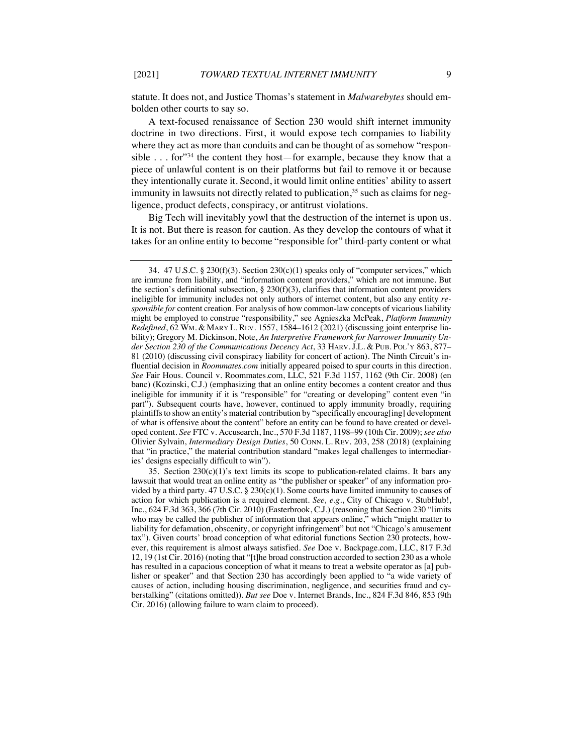statute. It does not, and Justice Thomas's statement in *Malwarebytes* should embolden other courts to say so.

A text-focused renaissance of Section 230 would shift internet immunity doctrine in two directions. First, it would expose tech companies to liability where they act as more than conduits and can be thought of as somehow "responsible . . . for"[34] the content they host—for example, because they know that a piece of unlawful content is on their platforms but fail to remove it or because they intentionally curate it. Second, it would limit online entities' ability to assert immunity in lawsuits not directly related to publication,[35] such as claims for negligence, product defects, conspiracy, or antitrust violations.

Big Tech will inevitably yowl that the destruction of the internet is upon us. It is not. But there is reason for caution. As they develop the contours of what it takes for an online entity to become "responsible for" third-party content or what

---

34. 47 U.S.C. § 230(f)(3). Section 230(c)(1) speaks only of "computer services," which are immune from liability, and "information content providers," which are not immune. But the section's definitional subsection, § 230(f)(3), clarifies that information content providers ineligible for immunity includes not only authors of internet content, but also any entity *responsible for* content creation. For analysis of how common-law concepts of vicarious liability might be employed to construe "responsibility," see Agnieszka McPeak, *Platform Immunity Redefined*, 62 WM. & MARY L. REV. 1557, 1584–1612 (2021) (discussing joint enterprise liability); Gregory M. Dickinson, Note, *An Interpretive Framework for Narrower Immunity Under Section 230 of the Communications Decency Act*, 33 HARV. J.L. & PUB. POL'Y 863, 877–81 (2010) (discussing civil conspiracy liability for concert of action). The Ninth Circuit's influential decision in *Roommates.com* initially appeared poised to spur courts in this direction. *See* Fair Hous. Council v. Roommates.com, LLC, 521 F.3d 1157, 1162 (9th Cir. 2008) (en banc) (Kozinski, C.J.) (emphasizing that an online entity becomes a content creator and thus ineligible for immunity if it is "responsible" for "creating or developing" content even "in part"). Subsequent courts have, however, continued to apply immunity broadly, requiring plaintiffs to show an entity's material contribution by "specifically encourag[ing] development of what is offensive about the content" before an entity can be found to have created or developed content. *See* FTC v. Accusearch, Inc., 570 F.3d 1187, 1198–99 (10th Cir. 2009); *see also* Olivier Sylvain, *Intermediary Design Duties*, 50 CONN. L. REV. 203, 258 (2018) (explaining that "in practice," the material contribution standard "makes legal challenges to intermediaries' designs especially difficult to win").

35. Section 230(c)(1)'s text limits its scope to publication-related claims. It bars any lawsuit that would treat an online entity as "the publisher or speaker" of any information provided by a third party. 47 U.S.C. § 230(c)(1). Some courts have limited immunity to causes of action for which publication is a required element. *See, e.g.*, City of Chicago v. StubHub!, Inc., 624 F.3d 363, 366 (7th Cir. 2010) (Easterbrook, C.J.) (reasoning that Section 230 "limits who may be called the publisher of information that appears online," which "might matter to liability for defamation, obscenity, or copyright infringement" but not "Chicago's amusement tax"). Given courts' broad conception of what editorial functions Section 230 protects, however, this requirement is almost always satisfied. *See* Doe v. Backpage.com, LLC, 817 F.3d 12, 19 (1st Cir. 2016) (noting that "[t]he broad construction accorded to section 230 as a whole has resulted in a capacious conception of what it means to treat a website operator as [a] publisher or speaker" and that Section 230 has accordingly been applied to "a wide variety of causes of action, including housing discrimination, negligence, and securities fraud and cyberstalking" (citations omitted)). *But see* Doe v. Internet Brands, Inc., 824 F.3d 846, 853 (9th Cir. 2016) (allowing failure to warn claim to proceed).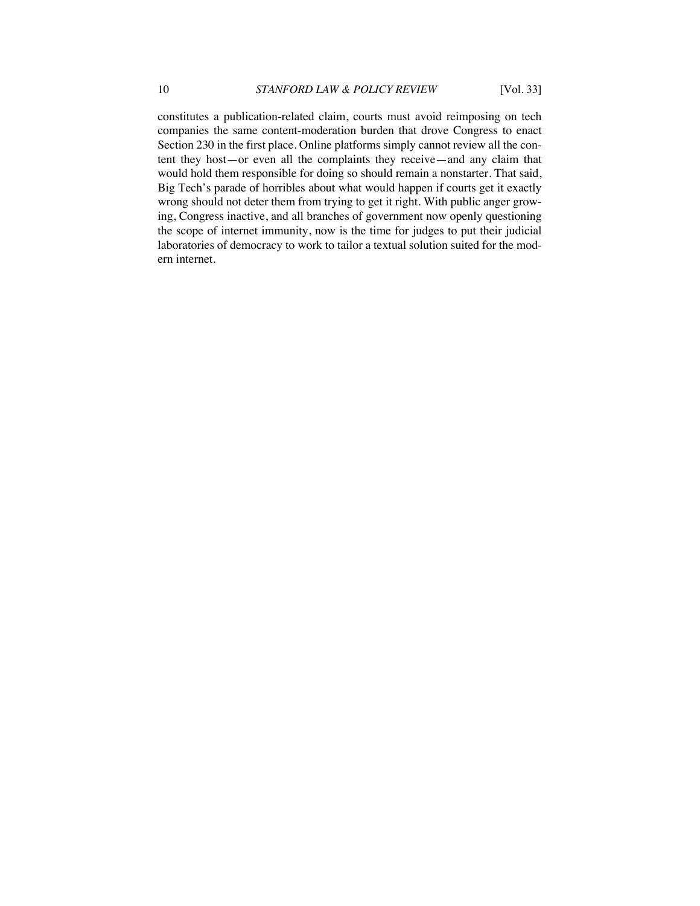constitutes a publication-related claim, courts must avoid reimposing on tech companies the same content-moderation burden that drove Congress to enact Section 230 in the first place. Online platforms simply cannot review all the content they host—or even all the complaints they receive—and any claim that would hold them responsible for doing so should remain a nonstarter. That said, Big Tech's parade of horribles about what would happen if courts get it exactly wrong should not deter them from trying to get it right. With public anger growing, Congress inactive, and all branches of government now openly questioning the scope of internet immunity, now is the time for judges to put their judicial laboratories of democracy to work to tailor a textual solution suited for the modern internet.